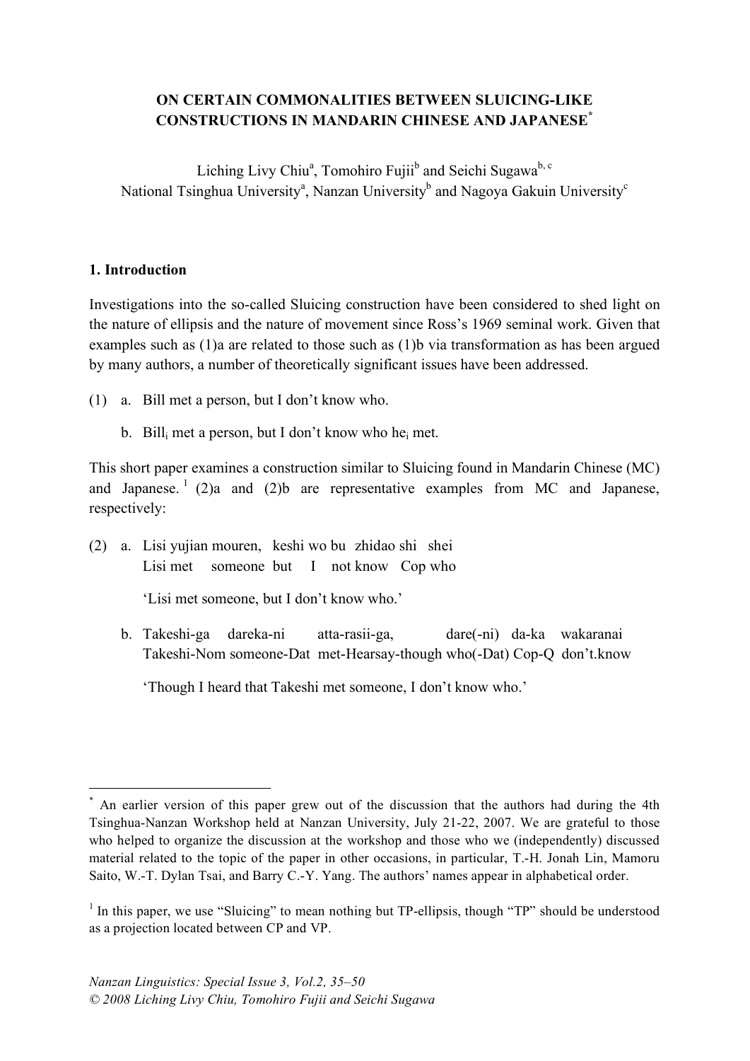# ON CERTAIN COMMONALITIES BETWEEN SLUICING-LIKE CONSTRUCTIONS IN MANDARIN CHINESE AND JAPANESE[*]

Liching Livy Chiu[a], Tomohiro Fujii[b] and Seichi Sugawa[b, c]
National Tsinghua University[a], Nanzan University[b] and Nagoya Gakuin University[c]

## 1. Introduction

Investigations into the so-called Sluicing construction have been considered to shed light on the nature of ellipsis and the nature of movement since Ross's 1969 seminal work. Given that examples such as (1)a are related to those such as (1)b via transformation as has been argued by many authors, a number of theoretically significant issues have been addressed.

(1) a. Bill met a person, but I don't know who.

b. $Bill_i$ met a person, but I don't know who $he_i$ met.

This short paper examines a construction similar to Sluicing found in Mandarin Chinese (MC) and Japanese.[1] (2)a and (2)b are representative examples from MC and Japanese, respectively:

(2) a. Lisi yujian mouren, keshi wo bu zhidao shi shei
Lisi met someone but I not know Cop who

'Lisi met someone, but I don't know who.'

b. Takeshi-ga dareka-ni atta-rasii-ga, dare(-ni) da-ka wakaranai
Takeshi-Nom someone-Dat met-Hearsay-though who(-Dat) Cop-Q don't.know

'Though I heard that Takeshi met someone, I don't know who.'

---

[*] An earlier version of this paper grew out of the discussion that the authors had during the 4th Tsinghua-Nanzan Workshop held at Nanzan University, July 21-22, 2007. We are grateful to those who helped to organize the discussion at the workshop and those who we (independently) discussed material related to the topic of the paper in other occasions, in particular, T.-H. Jonah Lin, Mamoru Saito, W.-T. Dylan Tsai, and Barry C.-Y. Yang. The authors' names appear in alphabetical order.

[1] In this paper, we use "Sluicing" to mean nothing but TP-ellipsis, though "TP" should be understood as a projection located between CP and VP.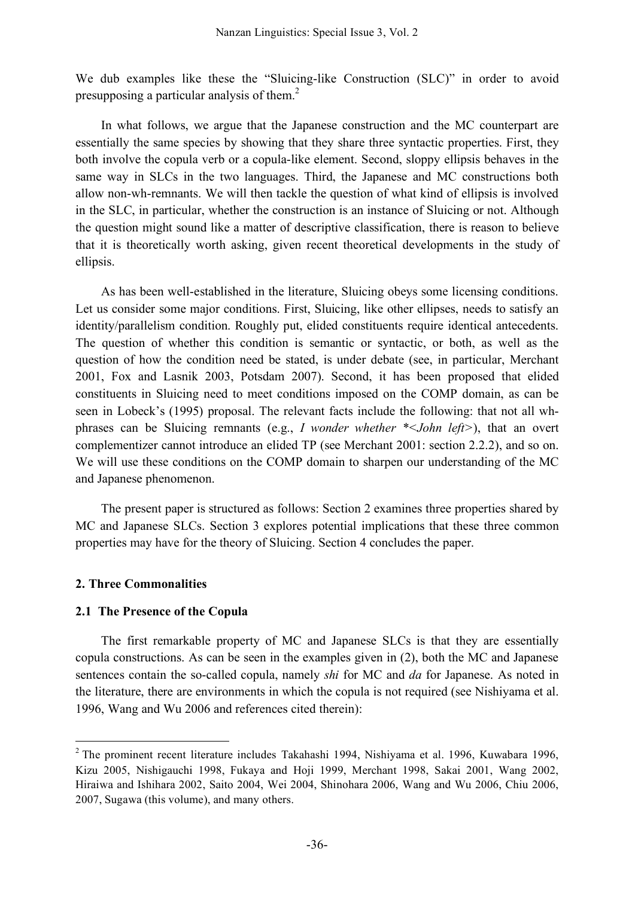We dub examples like these the "Sluicing-like Construction (SLC)" in order to avoid presupposing a particular analysis of them.[2]

In what follows, we argue that the Japanese construction and the MC counterpart are essentially the same species by showing that they share three syntactic properties. First, they both involve the copula verb or a copula-like element. Second, sloppy ellipsis behaves in the same way in SLCs in the two languages. Third, the Japanese and MC constructions both allow non-wh-remnants. We will then tackle the question of what kind of ellipsis is involved in the SLC, in particular, whether the construction is an instance of Sluicing or not. Although the question might sound like a matter of descriptive classification, there is reason to believe that it is theoretically worth asking, given recent theoretical developments in the study of ellipsis.

As has been well-established in the literature, Sluicing obeys some licensing conditions. Let us consider some major conditions. First, Sluicing, like other ellipses, needs to satisfy an identity/parallelism condition. Roughly put, elided constituents require identical antecedents. The question of whether this condition is semantic or syntactic, or both, as well as the question of how the condition need be stated, is under debate (see, in particular, Merchant 2001, Fox and Lasnik 2003, Potsdam 2007). Second, it has been proposed that elided constituents in Sluicing need to meet conditions imposed on the COMP domain, as can be seen in Lobeck's (1995) proposal. The relevant facts include the following: that not all wh-phrases can be Sluicing remnants (e.g., *I wonder whether *<John left>*), that an overt complementizer cannot introduce an elided TP (see Merchant 2001: section 2.2.2), and so on. We will use these conditions on the COMP domain to sharpen our understanding of the MC and Japanese phenomenon.

The present paper is structured as follows: Section 2 examines three properties shared by MC and Japanese SLCs. Section 3 explores potential implications that these three common properties may have for the theory of Sluicing. Section 4 concludes the paper.

## 2. Three Commonalities

### 2.1 The Presence of the Copula

The first remarkable property of MC and Japanese SLCs is that they are essentially copula constructions. As can be seen in the examples given in (2), both the MC and Japanese sentences contain the so-called copula, namely *shi* for MC and *da* for Japanese. As noted in the literature, there are environments in which the copula is not required (see Nishiyama et al. 1996, Wang and Wu 2006 and references cited therein):

[2] The prominent recent literature includes Takahashi 1994, Nishiyama et al. 1996, Kuwabara 1996, Kizu 2005, Nishigauchi 1998, Fukaya and Hoji 1999, Merchant 1998, Sakai 2001, Wang 2002, Hiraiwa and Ishihara 2002, Saito 2004, Wei 2004, Shinohara 2006, Wang and Wu 2006, Chiu 2006, 2007, Sugawa (this volume), and many others.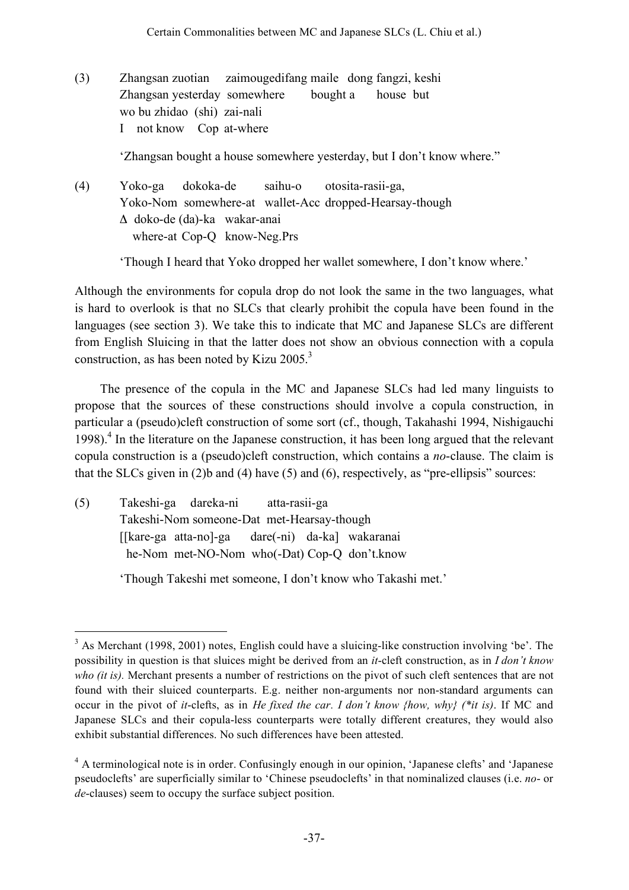(3) Zhangsan zuotian zaimougedifang maile dong fangzi, keshi
 Zhangsan yesterday somewhere bought a house but
 wo bu zhidao (shi) zai-nali
 I not know Cop at-where

 'Zhangsan bought a house somewhere yesterday, but I don't know where."

(4) Yoko-ga dokoka-de saihu-o otosita-rasii-ga,
 Yoko-Nom somewhere-at wallet-Acc dropped-Hearsay-though
 Δ doko-de (da)-ka wakar-anai
 where-at Cop-Q know-Neg.Prs

 'Though I heard that Yoko dropped her wallet somewhere, I don't know where.'

Although the environments for copula drop do not look the same in the two languages, what is hard to overlook is that no SLCs that clearly prohibit the copula have been found in the languages (see section 3). We take this to indicate that MC and Japanese SLCs are different from English Sluicing in that the latter does not show an obvious connection with a copula construction, as has been noted by Kizu 2005.[3]

The presence of the copula in the MC and Japanese SLCs had led many linguists to propose that the sources of these constructions should involve a copula construction, in particular a (pseudo)cleft construction of some sort (cf., though, Takahashi 1994, Nishigauchi 1998).[4] In the literature on the Japanese construction, it has been long argued that the relevant copula construction is a (pseudo)cleft construction, which contains a *no*-clause. The claim is that the SLCs given in (2)b and (4) have (5) and (6), respectively, as "pre-ellipsis" sources:

(5) Takeshi-ga dareka-ni atta-rasii-ga
 Takeshi-Nom someone-Dat met-Hearsay-though
 [[kare-ga atta-no]-ga dare(-ni) da-ka] wakaranai
 he-Nom met-NO-Nom who(-Dat) Cop-Q don't.know

 'Though Takeshi met someone, I don't know who Takashi met.'

---

[3] As Merchant (1998, 2001) notes, English could have a sluicing-like construction involving 'be'. The possibility in question is that sluices might be derived from an *it*-cleft construction, as in *I don't know who (it is).* Merchant presents a number of restrictions on the pivot of such cleft sentences that are not found with their sluiced counterparts. E.g. neither non-arguments nor non-standard arguments can occur in the pivot of *it*-clefts, as in *He fixed the car*. *I don't know {how, why} (\*it is)*. If MC and Japanese SLCs and their copula-less counterparts were totally different creatures, they would also exhibit substantial differences. No such differences have been attested.

[4] A terminological note is in order. Confusingly enough in our opinion, 'Japanese clefts' and 'Japanese pseudoclefts' are superficially similar to 'Chinese pseudoclefts' in that nominalized clauses (i.e. *no*- or *de*-clauses) seem to occupy the surface subject position.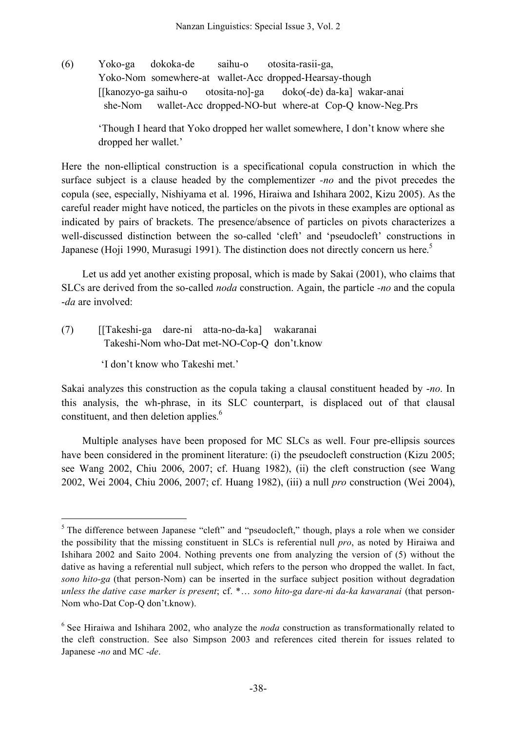(6) Yoko-ga dokoka-de saihu-o otosita-rasii-ga,
Yoko-Nom somewhere-at wallet-Acc dropped-Hearsay-though
[[kanozyo-ga saihu-o otosita-no]-ga doko(-de) da-ka] wakar-anai
she-Nom wallet-Acc dropped-NO-but where-at Cop-Q know-Neg.Prs

'Though I heard that Yoko dropped her wallet somewhere, I don't know where she dropped her wallet.'

Here the non-elliptical construction is a specificational copula construction in which the surface subject is a clause headed by the complementizer *-no* and the pivot precedes the copula (see, especially, Nishiyama et al. 1996, Hiraiwa and Ishihara 2002, Kizu 2005). As the careful reader might have noticed, the particles on the pivots in these examples are optional as indicated by pairs of brackets. The presence/absence of particles on pivots characterizes a well-discussed distinction between the so-called 'cleft' and 'pseudocleft' constructions in Japanese (Hoji 1990, Murasugi 1991). The distinction does not directly concern us here.[5]

Let us add yet another existing proposal, which is made by Sakai (2001), who claims that SLCs are derived from the so-called *noda* construction. Again, the particle *-no* and the copula *-da* are involved:

(7) [[Takeshi-ga dare-ni atta-no-da-ka] wakaranai
Takeshi-Nom who-Dat met-NO-Cop-Q don't.know

'I don't know who Takeshi met.'

Sakai analyzes this construction as the copula taking a clausal constituent headed by *-no*. In this analysis, the wh-phrase, in its SLC counterpart, is displaced out of that clausal constituent, and then deletion applies.[6]

Multiple analyses have been proposed for MC SLCs as well. Four pre-ellipsis sources have been considered in the prominent literature: (i) the pseudocleft construction (Kizu 2005; see Wang 2002, Chiu 2006, 2007; cf. Huang 1982), (ii) the cleft construction (see Wang 2002, Wei 2004, Chiu 2006, 2007; cf. Huang 1982), (iii) a null *pro* construction (Wei 2004),

---

[5] The difference between Japanese "cleft" and "pseudocleft," though, plays a role when we consider the possibility that the missing constituent in SLCs is referential null *pro*, as noted by Hiraiwa and Ishihara 2002 and Saito 2004. Nothing prevents one from analyzing the version of (5) without the dative as having a referential null subject, which refers to the person who dropped the wallet. In fact, *sono hito-ga* (that person-Nom) can be inserted in the surface subject position without degradation *unless the dative case marker is present*; cf. *… *sono hito-ga dare-ni da-ka kawaranai* (that person-Nom who-Dat Cop-Q don't.know).

[6] See Hiraiwa and Ishihara 2002, who analyze the *noda* construction as transformationally related to the cleft construction. See also Simpson 2003 and references cited therein for issues related to Japanese *-no* and MC *-de*.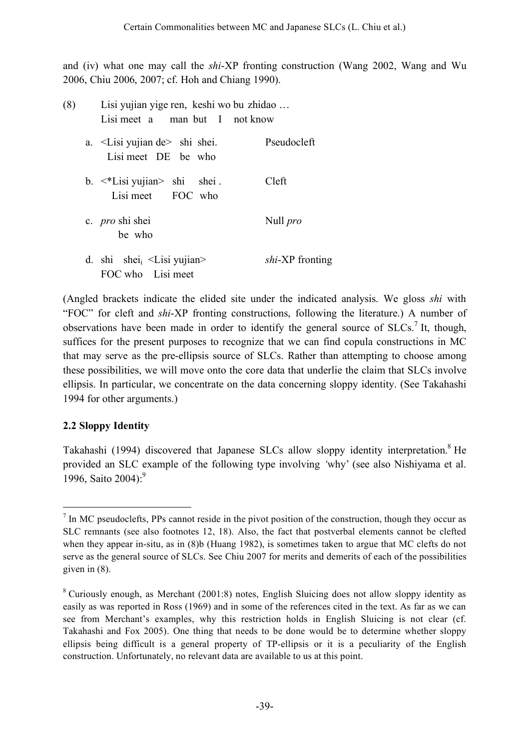and (iv) what one may call the *shi*-XP fronting construction (Wang 2002, Wang and Wu 2006, Chiu 2006, 2007; cf. Hoh and Chiang 1990).

(8) Lisi yujian yige ren, keshi wo bu zhidao …
  Lisi meet a man but I not know

  a. <Lisi yujian de> shi shei.   Pseudocleft
    Lisi meet DE be who

  b. <*Lisi yujian> shi shei .   Cleft
    Lisi meet FOC who

  c. *pro* shi shei   Null *pro*
    be who

  d. shi shei$_i$ <Lisi yujian>   *shi*-XP fronting
    FOC who Lisi meet

(Angled brackets indicate the elided site under the indicated analysis. We gloss *shi* with "FOC" for cleft and *shi*-XP fronting constructions, following the literature.) A number of observations have been made in order to identify the general source of SLCs.[7] It, though, suffices for the present purposes to recognize that we can find copula constructions in MC that may serve as the pre-ellipsis source of SLCs. Rather than attempting to choose among these possibilities, we will move onto the core data that underlie the claim that SLCs involve ellipsis. In particular, we concentrate on the data concerning sloppy identity. (See Takahashi 1994 for other arguments.)

## 2.2 Sloppy Identity

Takahashi (1994) discovered that Japanese SLCs allow sloppy identity interpretation.[8] He provided an SLC example of the following type involving 'why' (see also Nishiyama et al. 1996, Saito 2004):[9]

---

[7] In MC pseudoclefts, PPs cannot reside in the pivot position of the construction, though they occur as SLC remnants (see also footnotes 12, 18). Also, the fact that postverbal elements cannot be clefted when they appear in-situ, as in (8)b (Huang 1982), is sometimes taken to argue that MC clefts do not serve as the general source of SLCs. See Chiu 2007 for merits and demerits of each of the possibilities given in (8).

[8] Curiously enough, as Merchant (2001:8) notes, English Sluicing does not allow sloppy identity as easily as was reported in Ross (1969) and in some of the references cited in the text. As far as we can see from Merchant's examples, why this restriction holds in English Sluicing is not clear (cf. Takahashi and Fox 2005). One thing that needs to be done would be to determine whether sloppy ellipsis being difficult is a general property of TP-ellipsis or it is a peculiarity of the English construction. Unfortunately, no relevant data are available to us at this point.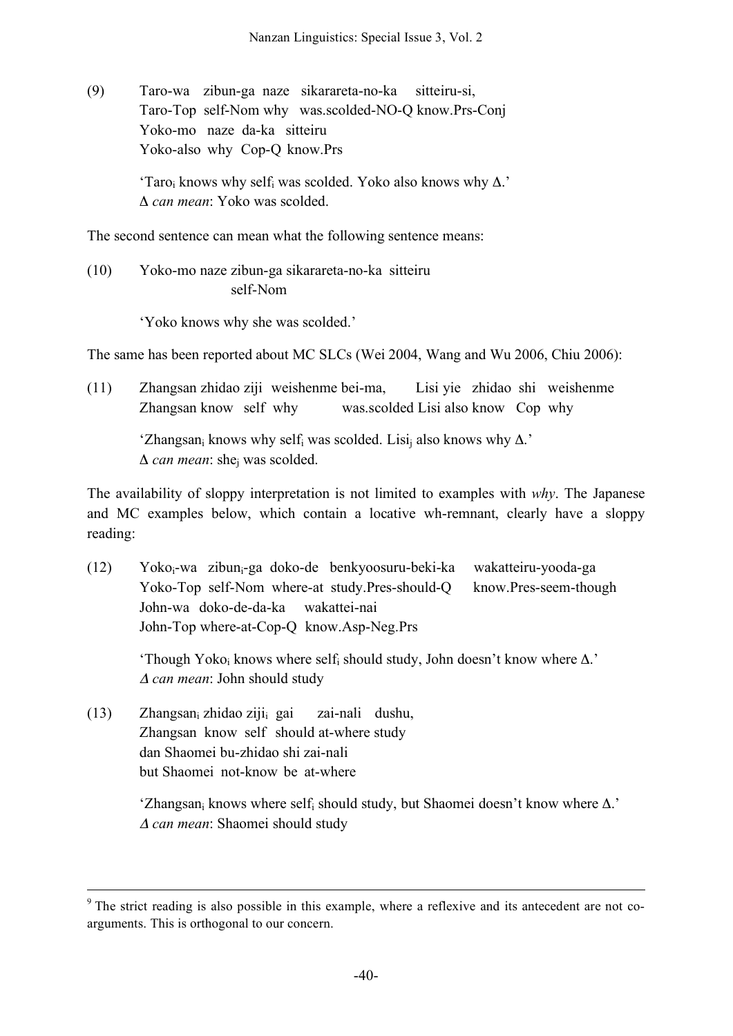(9) Taro-wa zibun-ga naze sikarareta-no-ka sitteiru-si,
Taro-Top self-Nom why was.scolded-NO-Q know.Prs-Conj
Yoko-mo naze da-ka sitteiru
Yoko-also why Cop-Q know.Prs

'Taro$_i$ knows why self$_i$ was scolded. Yoko also knows why Δ.'
Δ *can mean*: Yoko was scolded.

The second sentence can mean what the following sentence means:

(10) Yoko-mo naze zibun-ga sikarareta-no-ka sitteiru
self-Nom

'Yoko knows why she was scolded.'

The same has been reported about MC SLCs (Wei 2004, Wang and Wu 2006, Chiu 2006):

(11) Zhangsan zhidao ziji weishenme bei-ma, Lisi yie zhidao shi weishenme
Zhangsan know self why was.scolded Lisi also know Cop why

'Zhangsan$_i$ knows why self$_i$ was scolded. Lisi$_j$ also knows why Δ.'
Δ *can mean*: she$_j$ was scolded.

The availability of sloppy interpretation is not limited to examples with *why*. The Japanese and MC examples below, which contain a locative wh-remnant, clearly have a sloppy reading:

(12) Yoko$_i$-wa zibun$_i$-ga doko-de benkyoosuru-beki-ka wakatteiru-yooda-ga
Yoko-Top self-Nom where-at study.Pres-should-Q know.Pres-seem-though
John-wa doko-de-da-ka wakattei-nai
John-Top where-at-Cop-Q know.Asp-Neg.Prs

'Though Yoko$_i$ knows where self$_i$ should study, John doesn't know where Δ.'
*Δ can mean*: John should study

(13) Zhangsan$_i$ zhidao ziji$_i$ gai zai-nali dushu,
Zhangsan know self should at-where study
dan Shaomei bu-zhidao shi zai-nali
but Shaomei not-know be at-where

'Zhangsan$_i$ knows where self$_i$ should study, but Shaomei doesn't know where Δ.'
*Δ can mean*: Shaomei should study

---

[9] The strict reading is also possible in this example, where a reflexive and its antecedent are not co-arguments. This is orthogonal to our concern.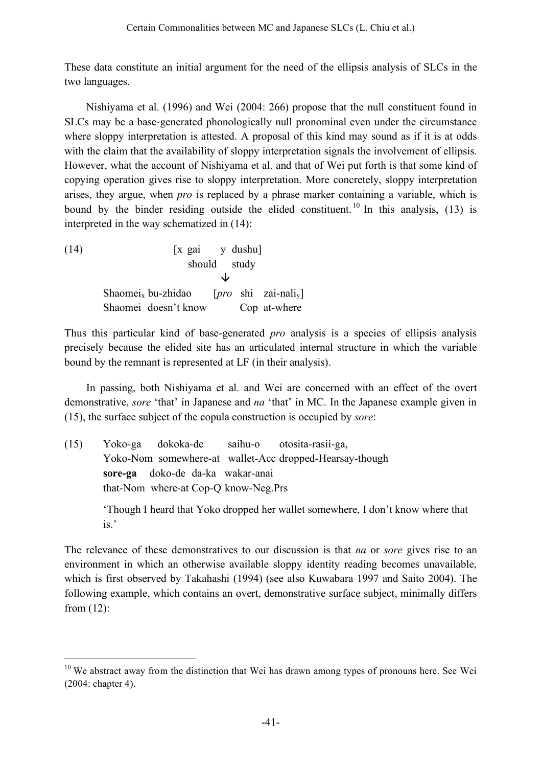These data constitute an initial argument for the need of the ellipsis analysis of SLCs in the two languages.

Nishiyama et al. (1996) and Wei (2004: 266) propose that the null constituent found in SLCs may be a base-generated phonologically null pronominal even under the circumstance where sloppy interpretation is attested. A proposal of this kind may sound as if it is at odds with the claim that the availability of sloppy interpretation signals the involvement of ellipsis. However, what the account of Nishiyama et al. and that of Wei put forth is that some kind of copying operation gives rise to sloppy interpretation. More concretely, sloppy interpretation arises, they argue, when *pro* is replaced by a phrase marker containing a variable, which is bound by the binder residing outside the elided constituent.[10] In this analysis, (13) is interpreted in the way schematized in (14):

(14)
```
                    [x gai      y  dushu]
                       should     study
                              ↓
Shaomei_x bu-zhidao      [pro  shi  zai-nali_y]
Shaomei  doesn't know          Cop  at-where
```

Thus this particular kind of base-generated *pro* analysis is a species of ellipsis analysis precisely because the elided site has an articulated internal structure in which the variable bound by the remnant is represented at LF (in their analysis).

In passing, both Nishiyama et al. and Wei are concerned with an effect of the overt demonstrative, *sore* 'that' in Japanese and *na* 'that' in MC. In the Japanese example given in (15), the surface subject of the copula construction is occupied by *sore*:

(15) Yoko-ga dokoka-de saihu-o otosita-rasii-ga,
Yoko-Nom somewhere-at wallet-Acc dropped-Hearsay-though
**sore-ga** doko-de da-ka wakar-anai
that-Nom where-at Cop-Q know-Neg.Prs

'Though I heard that Yoko dropped her wallet somewhere, I don't know where that is.'

The relevance of these demonstratives to our discussion is that *na* or *sore* gives rise to an environment in which an otherwise available sloppy identity reading becomes unavailable, which is first observed by Takahashi (1994) (see also Kuwabara 1997 and Saito 2004). The following example, which contains an overt, demonstrative surface subject, minimally differs from (12):

---

[10] We abstract away from the distinction that Wei has drawn among types of pronouns here. See Wei (2004: chapter 4).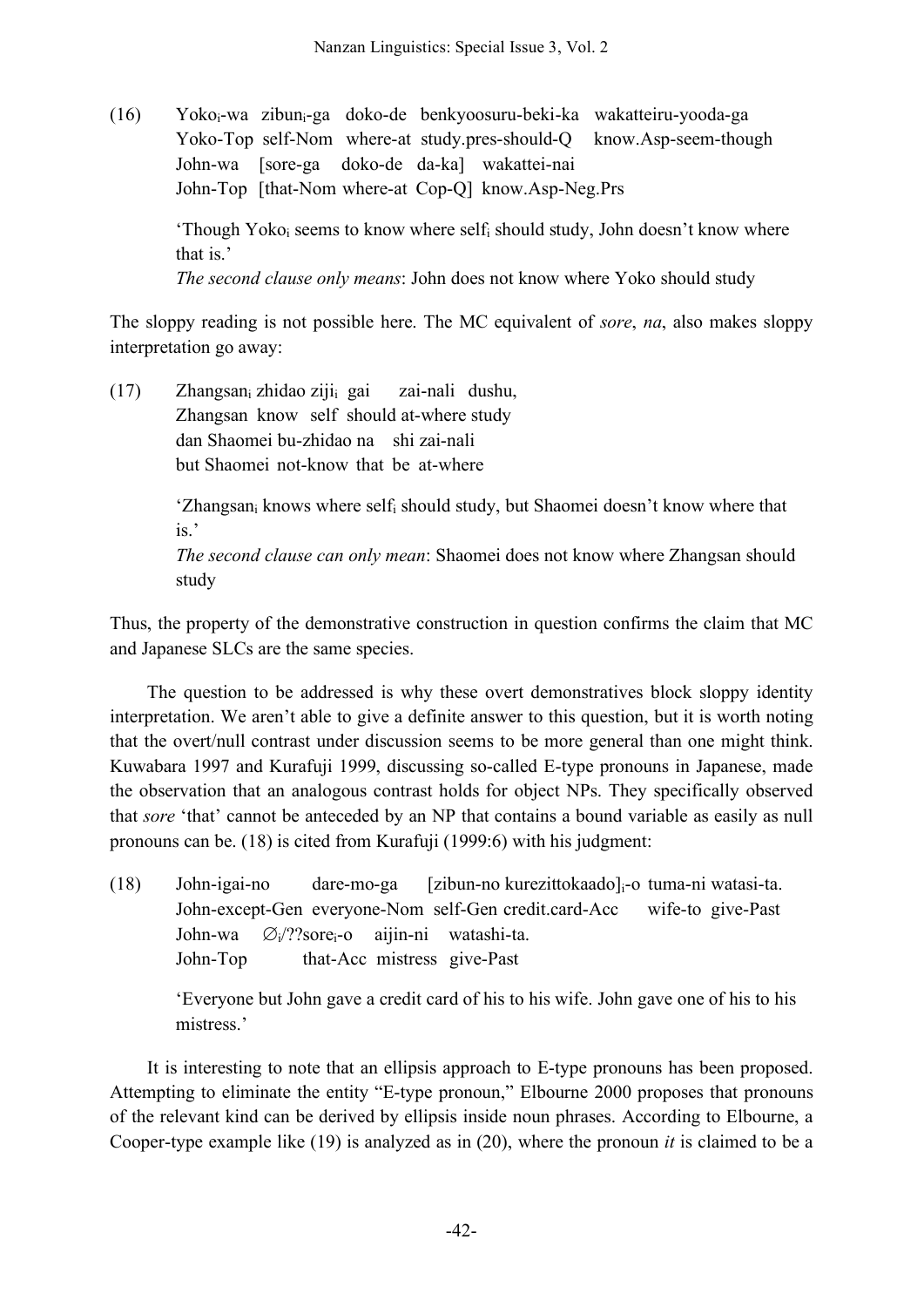(16) Yoko$_i$-wa zibun$_i$-ga doko-de benkyoosuru-beki-ka wakatteiru-yooda-ga
Yoko-Top self-Nom where-at study.pres-should-Q know.Asp-seem-though
John-wa [sore-ga doko-de da-ka] wakattei-nai
John-Top [that-Nom where-at Cop-Q] know.Asp-Neg.Prs

'Though Yoko$_i$ seems to know where self$_i$ should study, John doesn't know where that is.'
*The second clause only means*: John does not know where Yoko should study

The sloppy reading is not possible here. The MC equivalent of *sore*, *na*, also makes sloppy interpretation go away:

(17) Zhangsan$_i$ zhidao ziji$_i$ gai zai-nali dushu,
Zhangsan know self should at-where study
dan Shaomei bu-zhidao na shi zai-nali
but Shaomei not-know that be at-where

'Zhangsan$_i$ knows where self$_i$ should study, but Shaomei doesn't know where that is.'
*The second clause can only mean*: Shaomei does not know where Zhangsan should study

Thus, the property of the demonstrative construction in question confirms the claim that MC and Japanese SLCs are the same species.

The question to be addressed is why these overt demonstratives block sloppy identity interpretation. We aren't able to give a definite answer to this question, but it is worth noting that the overt/null contrast under discussion seems to be more general than one might think. Kuwabara 1997 and Kurafuji 1999, discussing so-called E-type pronouns in Japanese, made the observation that an analogous contrast holds for object NPs. They specifically observed that *sore* 'that' cannot be anteceded by an NP that contains a bound variable as easily as null pronouns can be. (18) is cited from Kurafuji (1999:6) with his judgment:

(18) John-igai-no dare-mo-ga [zibun-no kurezittokaado]$_i$-o tuma-ni watasi-ta.
John-except-Gen everyone-Nom self-Gen credit.card-Acc wife-to give-Past
John-wa $\emptyset_i$/??sore$_i$-o aijin-ni watashi-ta.
John-Top that-Acc mistress give-Past

'Everyone but John gave a credit card of his to his wife. John gave one of his to his mistress.'

It is interesting to note that an ellipsis approach to E-type pronouns has been proposed. Attempting to eliminate the entity "E-type pronoun," Elbourne 2000 proposes that pronouns of the relevant kind can be derived by ellipsis inside noun phrases. According to Elbourne, a Cooper-type example like (19) is analyzed as in (20), where the pronoun *it* is claimed to be a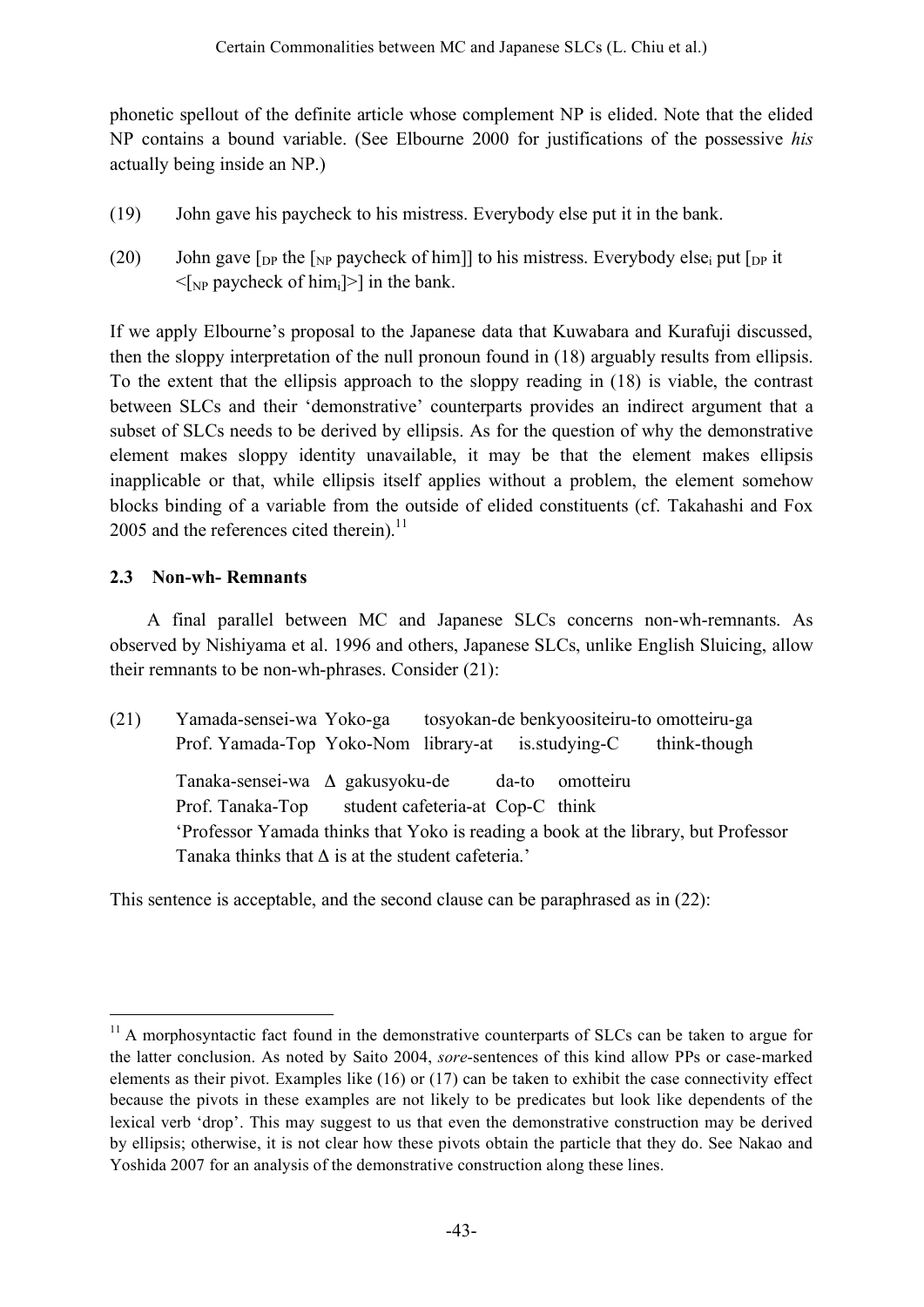phonetic spellout of the definite article whose complement NP is elided. Note that the elided NP contains a bound variable. (See Elbourne 2000 for justifications of the possessive *his* actually being inside an NP.)

(19) John gave his paycheck to his mistress. Everybody else put it in the bank.

(20) John gave [$_{DP}$ the [$_{NP}$ paycheck of him]] to his mistress. Everybody else$_i$ put [$_{DP}$ it <[$_{NP}$ paycheck of him$_i$]>] in the bank.

If we apply Elbourne's proposal to the Japanese data that Kuwabara and Kurafuji discussed, then the sloppy interpretation of the null pronoun found in (18) arguably results from ellipsis. To the extent that the ellipsis approach to the sloppy reading in (18) is viable, the contrast between SLCs and their 'demonstrative' counterparts provides an indirect argument that a subset of SLCs needs to be derived by ellipsis. As for the question of why the demonstrative element makes sloppy identity unavailable, it may be that the element makes ellipsis inapplicable or that, while ellipsis itself applies without a problem, the element somehow blocks binding of a variable from the outside of elided constituents (cf. Takahashi and Fox 2005 and the references cited therein).[11]

### 2.3 Non-wh- Remnants

A final parallel between MC and Japanese SLCs concerns non-wh-remnants. As observed by Nishiyama et al. 1996 and others, Japanese SLCs, unlike English Sluicing, allow their remnants to be non-wh-phrases. Consider (21):

(21) Yamada-sensei-wa Yoko-ga tosyokan-de benkyoositeiru-to omotteiru-ga
Prof. Yamada-Top Yoko-Nom library-at is.studying-C think-though

Tanaka-sensei-wa Δ gakusyoku-de da-to omotteiru
Prof. Tanaka-Top student cafeteria-at Cop-C think
'Professor Yamada thinks that Yoko is reading a book at the library, but Professor Tanaka thinks that Δ is at the student cafeteria.'

This sentence is acceptable, and the second clause can be paraphrased as in (22):

---

[11] A morphosyntactic fact found in the demonstrative counterparts of SLCs can be taken to argue for the latter conclusion. As noted by Saito 2004, *sore*-sentences of this kind allow PPs or case-marked elements as their pivot. Examples like (16) or (17) can be taken to exhibit the case connectivity effect because the pivots in these examples are not likely to be predicates but look like dependents of the lexical verb 'drop'. This may suggest to us that even the demonstrative construction may be derived by ellipsis; otherwise, it is not clear how these pivots obtain the particle that they do. See Nakao and Yoshida 2007 for an analysis of the demonstrative construction along these lines.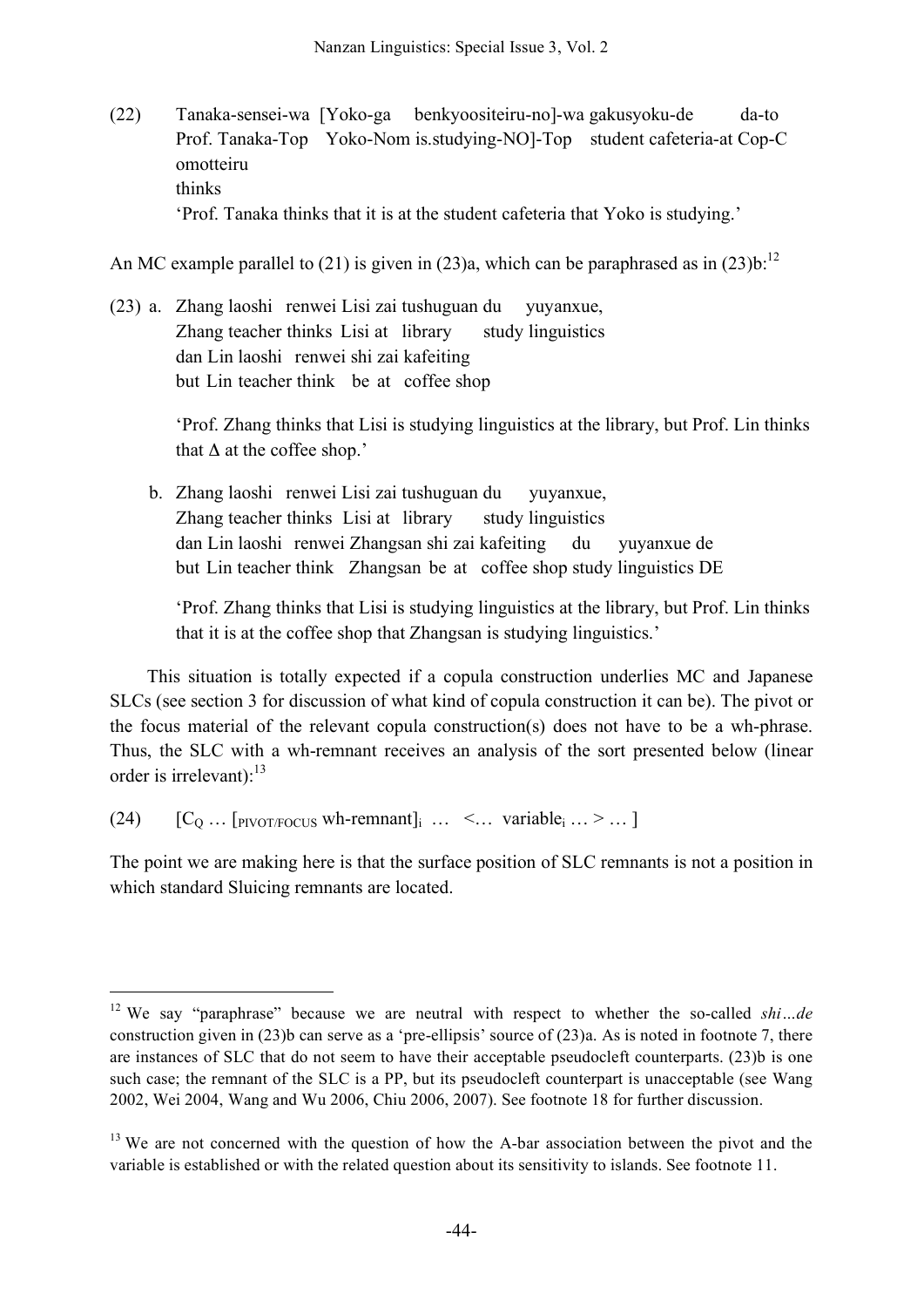(22) Tanaka-sensei-wa [Yoko-ga benkyoositeiru-no]-wa gakusyoku-de da-to
Prof. Tanaka-Top Yoko-Nom is.studying-NO]-Top student cafeteria-at Cop-C
omotteiru
thinks
'Prof. Tanaka thinks that it is at the student cafeteria that Yoko is studying.'

An MC example parallel to (21) is given in (23)a, which can be paraphrased as in (23)b:[12]

(23) a. Zhang laoshi renwei Lisi zai tushuguan du yuyanxue,
Zhang teacher thinks Lisi at library study linguistics
dan Lin laoshi renwei shi zai kafeiting
but Lin teacher think be at coffee shop

'Prof. Zhang thinks that Lisi is studying linguistics at the library, but Prof. Lin thinks that Δ at the coffee shop.'

b. Zhang laoshi renwei Lisi zai tushuguan du yuyanxue,
Zhang teacher thinks Lisi at library study linguistics
dan Lin laoshi renwei Zhangsan shi zai kafeiting du yuyanxue de
but Lin teacher think Zhangsan be at coffee shop study linguistics DE

'Prof. Zhang thinks that Lisi is studying linguistics at the library, but Prof. Lin thinks that it is at the coffee shop that Zhangsan is studying linguistics.'

This situation is totally expected if a copula construction underlies MC and Japanese SLCs (see section 3 for discussion of what kind of copula construction it can be). The pivot or the focus material of the relevant copula construction(s) does not have to be a wh-phrase. Thus, the SLC with a wh-remnant receives an analysis of the sort presented below (linear order is irrelevant):[13]

(24) $[C_Q \ldots [_{PIVOT/FOCUS}\ \text{wh-remnant}]_i \ \ldots\ <\ldots\ \text{variable}_i \ldots > \ldots ]$

The point we are making here is that the surface position of SLC remnants is not a position in which standard Sluicing remnants are located.

---

[12] We say "paraphrase" because we are neutral with respect to whether the so-called *shi…de* construction given in (23)b can serve as a 'pre-ellipsis' source of (23)a. As is noted in footnote 7, there are instances of SLC that do not seem to have their acceptable pseudocleft counterparts. (23)b is one such case; the remnant of the SLC is a PP, but its pseudocleft counterpart is unacceptable (see Wang 2002, Wei 2004, Wang and Wu 2006, Chiu 2006, 2007). See footnote 18 for further discussion.

[13] We are not concerned with the question of how the A-bar association between the pivot and the variable is established or with the related question about its sensitivity to islands. See footnote 11.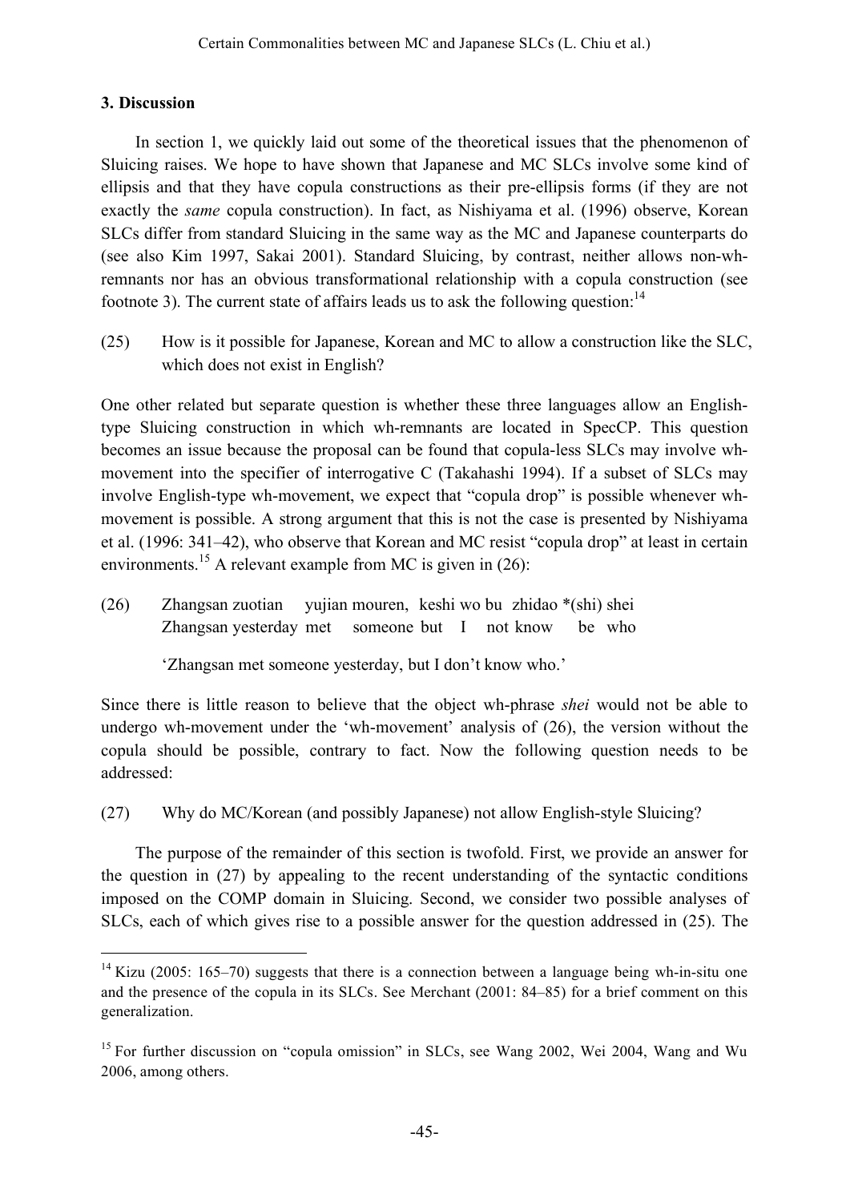## 3. Discussion

In section 1, we quickly laid out some of the theoretical issues that the phenomenon of Sluicing raises. We hope to have shown that Japanese and MC SLCs involve some kind of ellipsis and that they have copula constructions as their pre-ellipsis forms (if they are not exactly the *same* copula construction). In fact, as Nishiyama et al. (1996) observe, Korean SLCs differ from standard Sluicing in the same way as the MC and Japanese counterparts do (see also Kim 1997, Sakai 2001). Standard Sluicing, by contrast, neither allows non-wh-remnants nor has an obvious transformational relationship with a copula construction (see footnote 3). The current state of affairs leads us to ask the following question:[14]

(25) How is it possible for Japanese, Korean and MC to allow a construction like the SLC, which does not exist in English?

One other related but separate question is whether these three languages allow an English-type Sluicing construction in which wh-remnants are located in SpecCP. This question becomes an issue because the proposal can be found that copula-less SLCs may involve wh-movement into the specifier of interrogative C (Takahashi 1994). If a subset of SLCs may involve English-type wh-movement, we expect that "copula drop" is possible whenever wh-movement is possible. A strong argument that this is not the case is presented by Nishiyama et al. (1996: 341–42), who observe that Korean and MC resist "copula drop" at least in certain environments.[15] A relevant example from MC is given in (26):

(26) Zhangsan zuotian yujian mouren, keshi wo bu zhidao *(shi) shei
Zhangsan yesterday met someone but I not know be who

'Zhangsan met someone yesterday, but I don't know who.'

Since there is little reason to believe that the object wh-phrase *shei* would not be able to undergo wh-movement under the 'wh-movement' analysis of (26), the version without the copula should be possible, contrary to fact. Now the following question needs to be addressed:

(27) Why do MC/Korean (and possibly Japanese) not allow English-style Sluicing?

The purpose of the remainder of this section is twofold. First, we provide an answer for the question in (27) by appealing to the recent understanding of the syntactic conditions imposed on the COMP domain in Sluicing. Second, we consider two possible analyses of SLCs, each of which gives rise to a possible answer for the question addressed in (25). The

[14] Kizu (2005: 165–70) suggests that there is a connection between a language being wh-in-situ one and the presence of the copula in its SLCs. See Merchant (2001: 84–85) for a brief comment on this generalization.

[15] For further discussion on "copula omission" in SLCs, see Wang 2002, Wei 2004, Wang and Wu 2006, among others.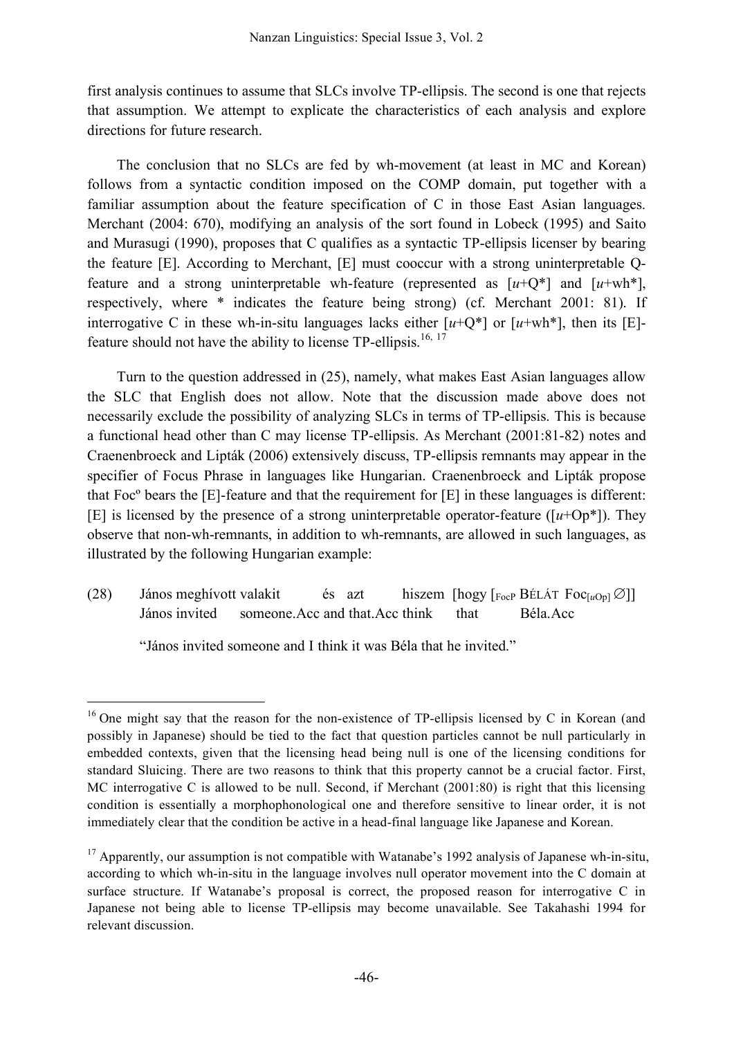first analysis continues to assume that SLCs involve TP-ellipsis. The second is one that rejects that assumption. We attempt to explicate the characteristics of each analysis and explore directions for future research.

The conclusion that no SLCs are fed by wh-movement (at least in MC and Korean) follows from a syntactic condition imposed on the COMP domain, put together with a familiar assumption about the feature specification of C in those East Asian languages. Merchant (2004: 670), modifying an analysis of the sort found in Lobeck (1995) and Saito and Murasugi (1990), proposes that C qualifies as a syntactic TP-ellipsis licenser by bearing the feature [E]. According to Merchant, [E] must cooccur with a strong uninterpretable Q-feature and a strong uninterpretable wh-feature (represented as [*u*+Q*] and [*u*+wh*], respectively, where * indicates the feature being strong) (cf. Merchant 2001: 81). If interrogative C in these wh-in-situ languages lacks either [*u*+Q*] or [*u*+wh*], then its [E]-feature should not have the ability to license TP-ellipsis.[16, 17]

Turn to the question addressed in (25), namely, what makes East Asian languages allow the SLC that English does not allow. Note that the discussion made above does not necessarily exclude the possibility of analyzing SLCs in terms of TP-ellipsis. This is because a functional head other than C may license TP-ellipsis. As Merchant (2001:81-82) notes and Craenenbroeck and Lipták (2006) extensively discuss, TP-ellipsis remnants may appear in the specifier of Focus Phrase in languages like Hungarian. Craenenbroeck and Lipták propose that Foc° bears the [E]-feature and that the requirement for [E] in these languages is different: [E] is licensed by the presence of a strong uninterpretable operator-feature ([*u*+Op*]). They observe that non-wh-remnants, in addition to wh-remnants, are allowed in such languages, as illustrated by the following Hungarian example:

(28) János meghívott valakit és azt hiszem [hogy [$_{\text{FocP}}$ BÉLÁT Foc$_{[u\text{Op}]}$ ∅]]
János invited someone.Acc and that.Acc think that Béla.Acc

"János invited someone and I think it was Béla that he invited."

---

[16] One might say that the reason for the non-existence of TP-ellipsis licensed by C in Korean (and possibly in Japanese) should be tied to the fact that question particles cannot be null particularly in embedded contexts, given that the licensing head being null is one of the licensing conditions for standard Sluicing. There are two reasons to think that this property cannot be a crucial factor. First, MC interrogative C is allowed to be null. Second, if Merchant (2001:80) is right that this licensing condition is essentially a morphophonological one and therefore sensitive to linear order, it is not immediately clear that the condition be active in a head-final language like Japanese and Korean.

[17] Apparently, our assumption is not compatible with Watanabe's 1992 analysis of Japanese wh-in-situ, according to which wh-in-situ in the language involves null operator movement into the C domain at surface structure. If Watanabe's proposal is correct, the proposed reason for interrogative C in Japanese not being able to license TP-ellipsis may become unavailable. See Takahashi 1994 for relevant discussion.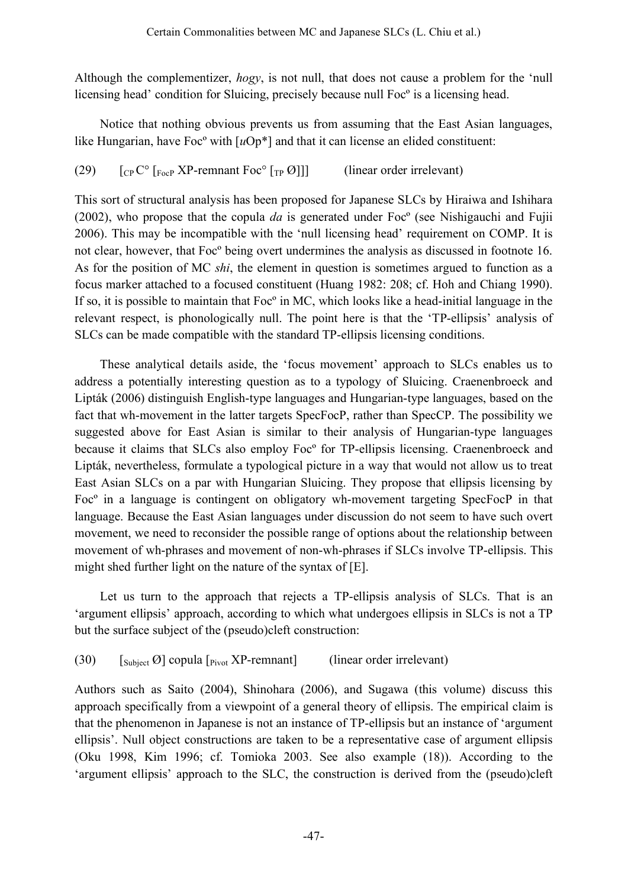Although the complementizer, *hogy*, is not null, that does not cause a problem for the 'null licensing head' condition for Sluicing, precisely because null Foc° is a licensing head.

Notice that nothing obvious prevents us from assuming that the East Asian languages, like Hungarian, have Foc° with [*u*Op*] and that it can license an elided constituent:

(29) $[_{CP}$ C° $[_{FocP}$ XP-remnant Foc° $[_{TP}$ Ø]]] (linear order irrelevant)

This sort of structural analysis has been proposed for Japanese SLCs by Hiraiwa and Ishihara (2002), who propose that the copula *da* is generated under Foc° (see Nishigauchi and Fujii 2006). This may be incompatible with the 'null licensing head' requirement on COMP. It is not clear, however, that Foc° being overt undermines the analysis as discussed in footnote 16. As for the position of MC *shi*, the element in question is sometimes argued to function as a focus marker attached to a focused constituent (Huang 1982: 208; cf. Hoh and Chiang 1990). If so, it is possible to maintain that Foc° in MC, which looks like a head-initial language in the relevant respect, is phonologically null. The point here is that the 'TP-ellipsis' analysis of SLCs can be made compatible with the standard TP-ellipsis licensing conditions.

These analytical details aside, the 'focus movement' approach to SLCs enables us to address a potentially interesting question as to a typology of Sluicing. Craenenbroeck and Lipták (2006) distinguish English-type languages and Hungarian-type languages, based on the fact that wh-movement in the latter targets SpecFocP, rather than SpecCP. The possibility we suggested above for East Asian is similar to their analysis of Hungarian-type languages because it claims that SLCs also employ Foc° for TP-ellipsis licensing. Craenenbroeck and Lipták, nevertheless, formulate a typological picture in a way that would not allow us to treat East Asian SLCs on a par with Hungarian Sluicing. They propose that ellipsis licensing by Foc° in a language is contingent on obligatory wh-movement targeting SpecFocP in that language. Because the East Asian languages under discussion do not seem to have such overt movement, we need to reconsider the possible range of options about the relationship between movement of wh-phrases and movement of non-wh-phrases if SLCs involve TP-ellipsis. This might shed further light on the nature of the syntax of [E].

Let us turn to the approach that rejects a TP-ellipsis analysis of SLCs. That is an 'argument ellipsis' approach, according to which what undergoes ellipsis in SLCs is not a TP but the surface subject of the (pseudo)cleft construction:

(30) $[_{Subject}$ Ø] copula $[_{Pivot}$ XP-remnant] (linear order irrelevant)

Authors such as Saito (2004), Shinohara (2006), and Sugawa (this volume) discuss this approach specifically from a viewpoint of a general theory of ellipsis. The empirical claim is that the phenomenon in Japanese is not an instance of TP-ellipsis but an instance of 'argument ellipsis'. Null object constructions are taken to be a representative case of argument ellipsis (Oku 1998, Kim 1996; cf. Tomioka 2003. See also example (18)). According to the 'argument ellipsis' approach to the SLC, the construction is derived from the (pseudo)cleft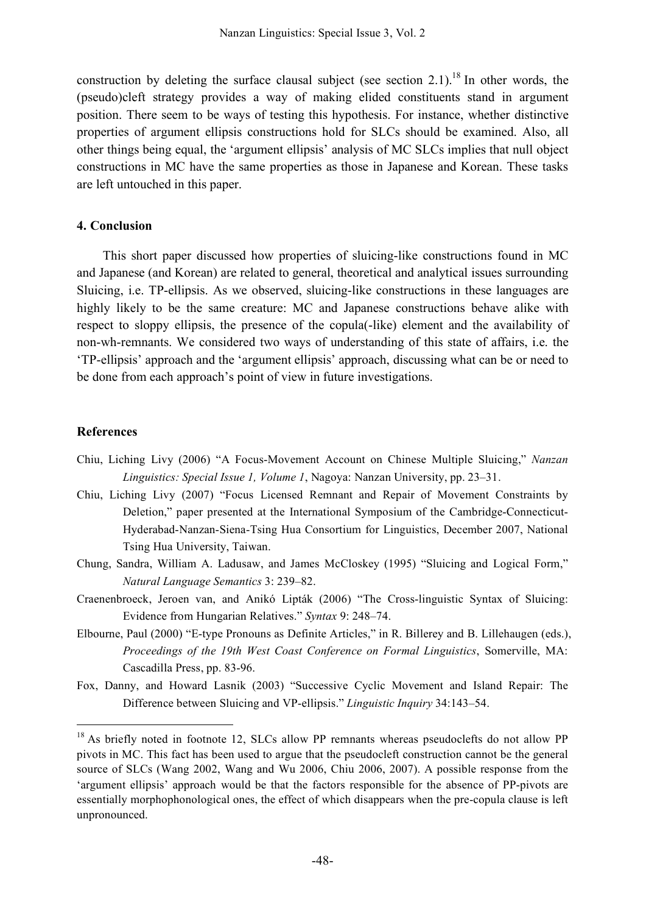construction by deleting the surface clausal subject (see section 2.1).[18] In other words, the (pseudo)cleft strategy provides a way of making elided constituents stand in argument position. There seem to be ways of testing this hypothesis. For instance, whether distinctive properties of argument ellipsis constructions hold for SLCs should be examined. Also, all other things being equal, the 'argument ellipsis' analysis of MC SLCs implies that null object constructions in MC have the same properties as those in Japanese and Korean. These tasks are left untouched in this paper.

## 4. Conclusion

This short paper discussed how properties of sluicing-like constructions found in MC and Japanese (and Korean) are related to general, theoretical and analytical issues surrounding Sluicing, i.e. TP-ellipsis. As we observed, sluicing-like constructions in these languages are highly likely to be the same creature: MC and Japanese constructions behave alike with respect to sloppy ellipsis, the presence of the copula(-like) element and the availability of non-wh-remnants. We considered two ways of understanding of this state of affairs, i.e. the 'TP-ellipsis' approach and the 'argument ellipsis' approach, discussing what can be or need to be done from each approach's point of view in future investigations.

## References

Chiu, Liching Livy (2006) "A Focus-Movement Account on Chinese Multiple Sluicing," *Nanzan Linguistics: Special Issue 1, Volume 1*, Nagoya: Nanzan University, pp. 23–31.

Chiu, Liching Livy (2007) "Focus Licensed Remnant and Repair of Movement Constraints by Deletion," paper presented at the International Symposium of the Cambridge-Connecticut-Hyderabad-Nanzan-Siena-Tsing Hua Consortium for Linguistics, December 2007, National Tsing Hua University, Taiwan.

Chung, Sandra, William A. Ladusaw, and James McCloskey (1995) "Sluicing and Logical Form," *Natural Language Semantics* 3: 239–82.

Craenenbroeck, Jeroen van, and Anikó Lipták (2006) "The Cross-linguistic Syntax of Sluicing: Evidence from Hungarian Relatives." *Syntax* 9: 248–74.

Elbourne, Paul (2000) "E-type Pronouns as Definite Articles," in R. Billerey and B. Lillehaugen (eds.), *Proceedings of the 19th West Coast Conference on Formal Linguistics*, Somerville, MA: Cascadilla Press, pp. 83-96.

Fox, Danny, and Howard Lasnik (2003) "Successive Cyclic Movement and Island Repair: The Difference between Sluicing and VP-ellipsis." *Linguistic Inquiry* 34:143–54.

---

[18] As briefly noted in footnote 12, SLCs allow PP remnants whereas pseudoclefts do not allow PP pivots in MC. This fact has been used to argue that the pseudocleft construction cannot be the general source of SLCs (Wang 2002, Wang and Wu 2006, Chiu 2006, 2007). A possible response from the 'argument ellipsis' approach would be that the factors responsible for the absence of PP-pivots are essentially morphophonological ones, the effect of which disappears when the pre-copula clause is left unpronounced.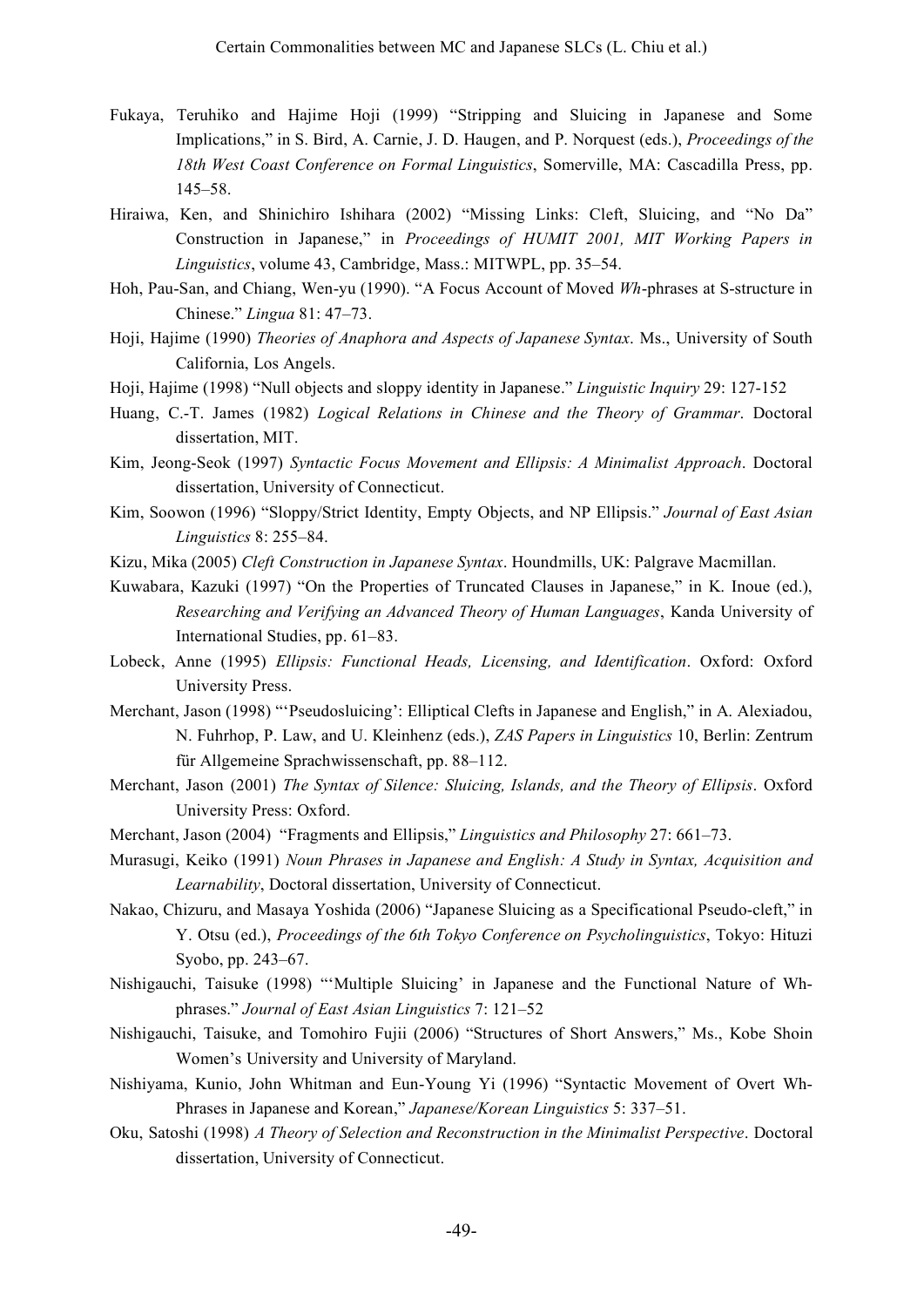Fukaya, Teruhiko and Hajime Hoji (1999) "Stripping and Sluicing in Japanese and Some Implications," in S. Bird, A. Carnie, J. D. Haugen, and P. Norquest (eds.), *Proceedings of the 18th West Coast Conference on Formal Linguistics*, Somerville, MA: Cascadilla Press, pp. 145–58.

Hiraiwa, Ken, and Shinichiro Ishihara (2002) "Missing Links: Cleft, Sluicing, and "No Da" Construction in Japanese," in *Proceedings of HUMIT 2001, MIT Working Papers in Linguistics*, volume 43, Cambridge, Mass.: MITWPL, pp. 35–54.

Hoh, Pau-San, and Chiang, Wen-yu (1990). "A Focus Account of Moved *Wh*-phrases at S-structure in Chinese." *Lingua* 81: 47–73.

Hoji, Hajime (1990) *Theories of Anaphora and Aspects of Japanese Syntax*. Ms., University of South California, Los Angels.

Hoji, Hajime (1998) "Null objects and sloppy identity in Japanese." *Linguistic Inquiry* 29: 127-152

Huang, C.-T. James (1982) *Logical Relations in Chinese and the Theory of Grammar*. Doctoral dissertation, MIT.

Kim, Jeong-Seok (1997) *Syntactic Focus Movement and Ellipsis: A Minimalist Approach*. Doctoral dissertation, University of Connecticut.

Kim, Soowon (1996) "Sloppy/Strict Identity, Empty Objects, and NP Ellipsis." *Journal of East Asian Linguistics* 8: 255–84.

Kizu, Mika (2005) *Cleft Construction in Japanese Syntax*. Houndmills, UK: Palgrave Macmillan.

Kuwabara, Kazuki (1997) "On the Properties of Truncated Clauses in Japanese," in K. Inoue (ed.), *Researching and Verifying an Advanced Theory of Human Languages*, Kanda University of International Studies, pp. 61–83.

Lobeck, Anne (1995) *Ellipsis: Functional Heads, Licensing, and Identification*. Oxford: Oxford University Press.

Merchant, Jason (1998) "'Pseudosluicing': Elliptical Clefts in Japanese and English," in A. Alexiadou, N. Fuhrhop, P. Law, and U. Kleinhenz (eds.), *ZAS Papers in Linguistics* 10, Berlin: Zentrum für Allgemeine Sprachwissenschaft, pp. 88–112.

Merchant, Jason (2001) *The Syntax of Silence: Sluicing, Islands, and the Theory of Ellipsis*. Oxford University Press: Oxford.

Merchant, Jason (2004) "Fragments and Ellipsis," *Linguistics and Philosophy* 27: 661–73.

Murasugi, Keiko (1991) *Noun Phrases in Japanese and English: A Study in Syntax, Acquisition and Learnability*, Doctoral dissertation, University of Connecticut.

Nakao, Chizuru, and Masaya Yoshida (2006) "Japanese Sluicing as a Specificational Pseudo-cleft," in Y. Otsu (ed.), *Proceedings of the 6th Tokyo Conference on Psycholinguistics*, Tokyo: Hituzi Syobo, pp. 243–67.

Nishigauchi, Taisuke (1998) "'Multiple Sluicing' in Japanese and the Functional Nature of Wh-phrases." *Journal of East Asian Linguistics* 7: 121–52

Nishigauchi, Taisuke, and Tomohiro Fujii (2006) "Structures of Short Answers," Ms., Kobe Shoin Women's University and University of Maryland.

Nishiyama, Kunio, John Whitman and Eun-Young Yi (1996) "Syntactic Movement of Overt Wh-Phrases in Japanese and Korean," *Japanese/Korean Linguistics* 5: 337–51.

Oku, Satoshi (1998) *A Theory of Selection and Reconstruction in the Minimalist Perspective*. Doctoral dissertation, University of Connecticut.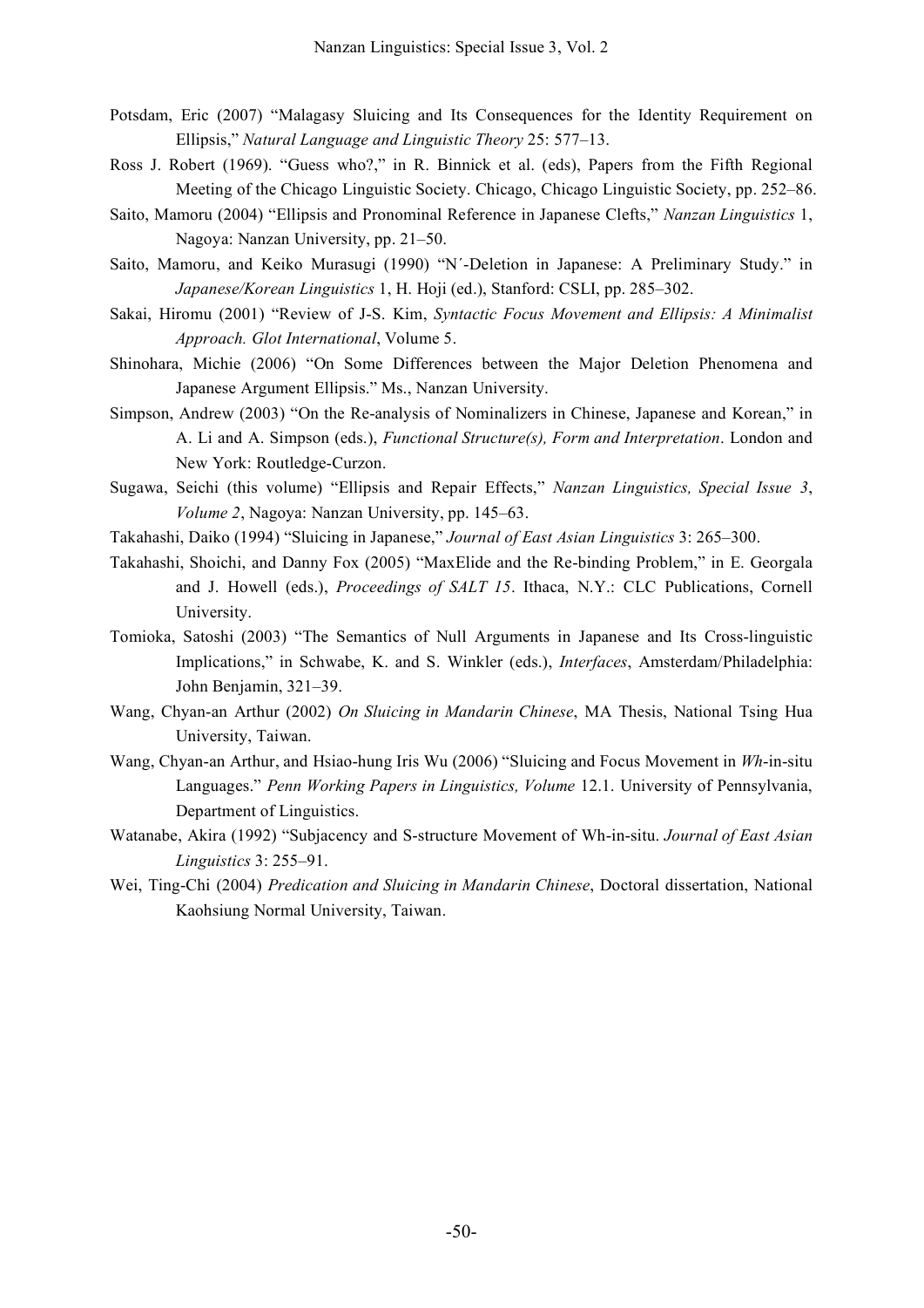Potsdam, Eric (2007) “Malagasy Sluicing and Its Consequences for the Identity Requirement on Ellipsis,” *Natural Language and Linguistic Theory* 25: 577–13.

Ross J. Robert (1969). “Guess who?,” in R. Binnick et al. (eds), Papers from the Fifth Regional Meeting of the Chicago Linguistic Society. Chicago, Chicago Linguistic Society, pp. 252–86.

Saito, Mamoru (2004) “Ellipsis and Pronominal Reference in Japanese Clefts,” *Nanzan Linguistics* 1, Nagoya: Nanzan University, pp. 21–50.

Saito, Mamoru, and Keiko Murasugi (1990) “N´-Deletion in Japanese: A Preliminary Study.” in *Japanese/Korean Linguistics* 1, H. Hoji (ed.), Stanford: CSLI, pp. 285–302.

Sakai, Hiromu (2001) “Review of J-S. Kim, *Syntactic Focus Movement and Ellipsis: A Minimalist Approach. Glot International*, Volume 5.

Shinohara, Michie (2006) “On Some Differences between the Major Deletion Phenomena and Japanese Argument Ellipsis.” Ms., Nanzan University.

Simpson, Andrew (2003) “On the Re-analysis of Nominalizers in Chinese, Japanese and Korean,” in A. Li and A. Simpson (eds.), *Functional Structure(s), Form and Interpretation*. London and New York: Routledge-Curzon.

Sugawa, Seichi (this volume) “Ellipsis and Repair Effects,” *Nanzan Linguistics, Special Issue 3*, *Volume 2*, Nagoya: Nanzan University, pp. 145–63.

Takahashi, Daiko (1994) “Sluicing in Japanese,” *Journal of East Asian Linguistics* 3: 265–300.

Takahashi, Shoichi, and Danny Fox (2005) “MaxElide and the Re-binding Problem,” in E. Georgala and J. Howell (eds.), *Proceedings of SALT 15*. Ithaca, N.Y.: CLC Publications, Cornell University.

Tomioka, Satoshi (2003) “The Semantics of Null Arguments in Japanese and Its Cross-linguistic Implications,” in Schwabe, K. and S. Winkler (eds.), *Interfaces*, Amsterdam/Philadelphia: John Benjamin, 321–39.

Wang, Chyan-an Arthur (2002) *On Sluicing in Mandarin Chinese*, MA Thesis, National Tsing Hua University, Taiwan.

Wang, Chyan-an Arthur, and Hsiao-hung Iris Wu (2006) “Sluicing and Focus Movement in *Wh*-in-situ Languages.” *Penn Working Papers in Linguistics, Volume* 12.1. University of Pennsylvania, Department of Linguistics.

Watanabe, Akira (1992) “Subjacency and S-structure Movement of Wh-in-situ. *Journal of East Asian Linguistics* 3: 255–91.

Wei, Ting-Chi (2004) *Predication and Sluicing in Mandarin Chinese*, Doctoral dissertation, National Kaohsiung Normal University, Taiwan.